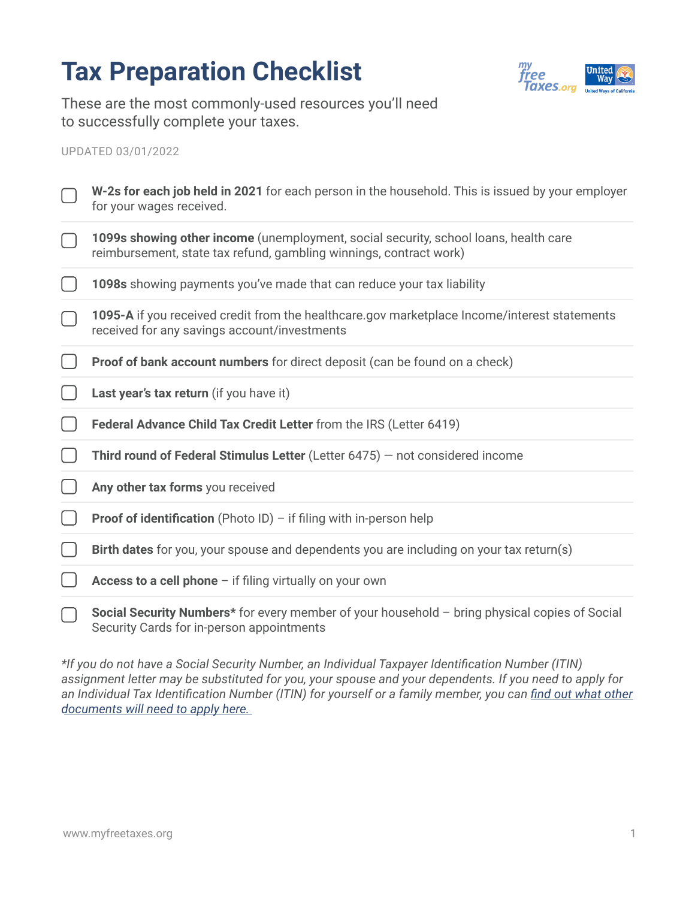# Tax Preparation Checklist

These are the most commonly-used resources you'll need to successfully complete your taxes.

UPDATED 03/01/2022

- [ ] **W-2s for each job held in 2021** for each person in the household. This is issued by your employer for your wages received.
- [ ] **1099s showing other income** (unemployment, social security, school loans, health care reimbursement, state tax refund, gambling winnings, contract work)
- [ ] **1098s** showing payments you've made that can reduce your tax liability
- [ ] **1095-A** if you received credit from the healthcare.gov marketplace Income/interest statements received for any savings account/investments
- [ ] **Proof of bank account numbers** for direct deposit (can be found on a check)
- [ ] **Last year's tax return** (if you have it)
- [ ] **Federal Advance Child Tax Credit Letter** from the IRS (Letter 6419)
- [ ] **Third round of Federal Stimulus Letter** (Letter 6475) — not considered income
- [ ] **Any other tax forms** you received
- [ ] **Proof of identification** (Photo ID) – if filing with in-person help
- [ ] **Birth dates** for you, your spouse and dependents you are including on your tax return(s)
- [ ] **Access to a cell phone** – if filing virtually on your own
- [ ] **Social Security Numbers*** for every member of your household – bring physical copies of Social Security Cards for in-person appointments

*\*If you do not have a Social Security Number, an Individual Taxpayer Identification Number (ITIN) assignment letter may be substituted for you, your spouse and your dependents. If you need to apply for an Individual Tax Identification Number (ITIN) for yourself or a family member, you can find out what other documents will need to apply here.*

www.myfreetaxes.org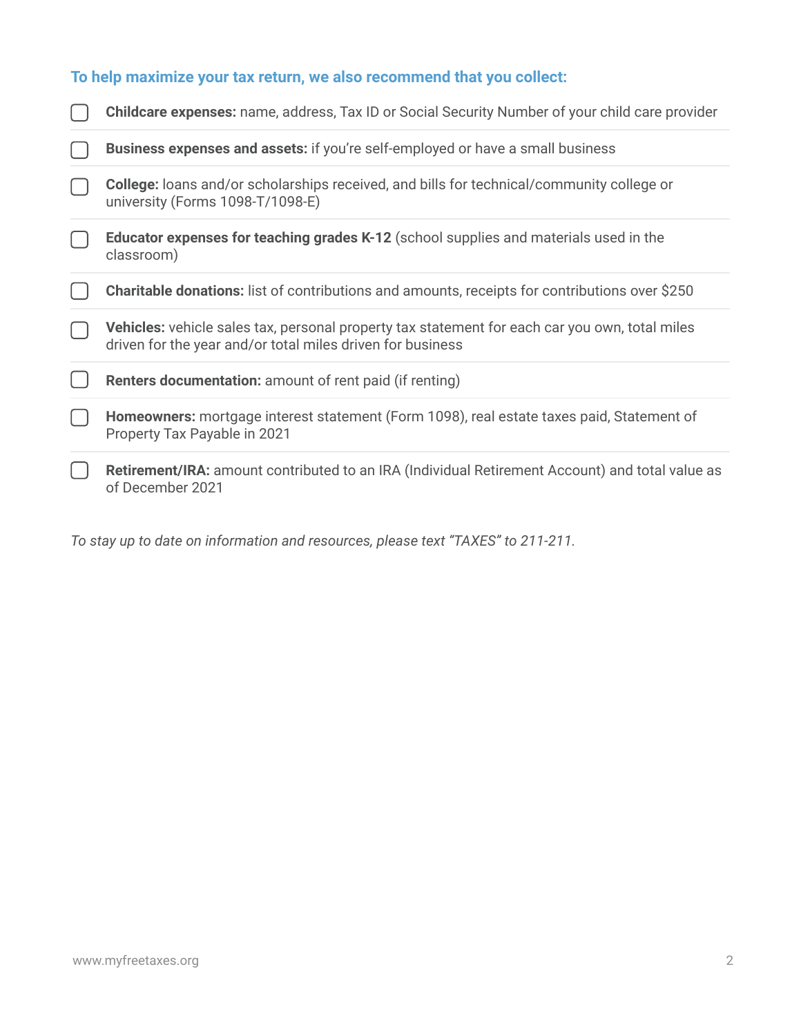### To help maximize your tax return, we also recommend that you collect:

- [ ] **Childcare expenses:** name, address, Tax ID or Social Security Number of your child care provider
- [ ] **Business expenses and assets:** if you're self-employed or have a small business
- [ ] **College:** loans and/or scholarships received, and bills for technical/community college or university (Forms 1098-T/1098-E)
- [ ] **Educator expenses for teaching grades K-12** (school supplies and materials used in the classroom)
- [ ] **Charitable donations:** list of contributions and amounts, receipts for contributions over $250
- [ ] **Vehicles:** vehicle sales tax, personal property tax statement for each car you own, total miles driven for the year and/or total miles driven for business
- [ ] **Renters documentation:** amount of rent paid (if renting)
- [ ] **Homeowners:** mortgage interest statement (Form 1098), real estate taxes paid, Statement of Property Tax Payable in 2021
- [ ] **Retirement/IRA:** amount contributed to an IRA (Individual Retirement Account) and total value as of December 2021

*To stay up to date on information and resources, please text "TAXES" to 211-211.*